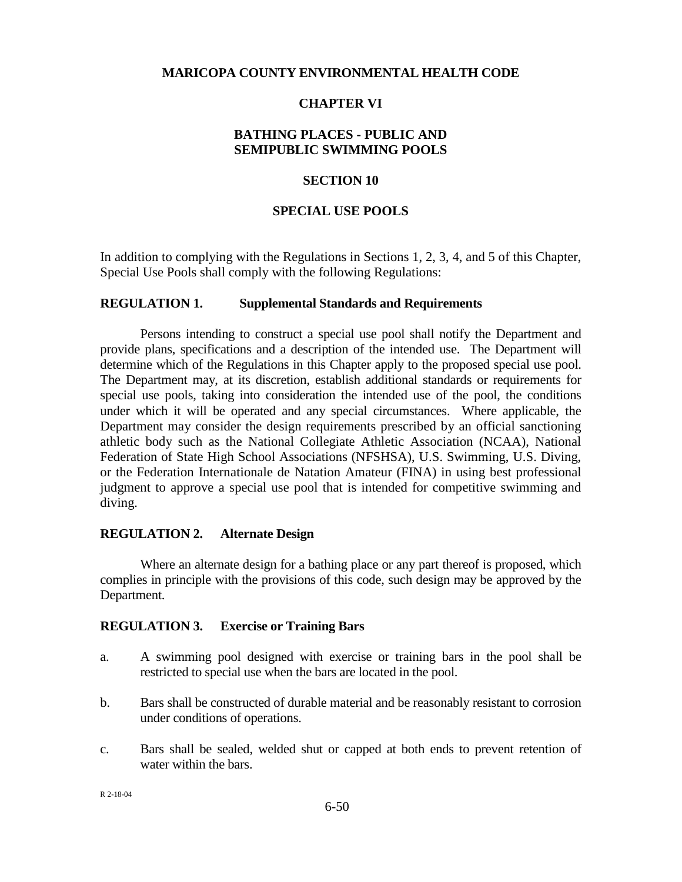# MARICOPA COUNTY ENVIRONMENTAL HEALTH CODE

## CHAPTER VI

## BATHING PLACES - PUBLIC AND SEMIPUBLIC SWIMMING POOLS

## SECTION 10

## SPECIAL USE POOLS

In addition to complying with the Regulations in Sections 1, 2, 3, 4, and 5 of this Chapter, Special Use Pools shall comply with the following Regulations:

### REGULATION 1. Supplemental Standards and Requirements

Persons intending to construct a special use pool shall notify the Department and provide plans, specifications and a description of the intended use. The Department will determine which of the Regulations in this Chapter apply to the proposed special use pool. The Department may, at its discretion, establish additional standards or requirements for special use pools, taking into consideration the intended use of the pool, the conditions under which it will be operated and any special circumstances. Where applicable, the Department may consider the design requirements prescribed by an official sanctioning athletic body such as the National Collegiate Athletic Association (NCAA), National Federation of State High School Associations (NFSHSA), U.S. Swimming, U.S. Diving, or the Federation Internationale de Natation Amateur (FINA) in using best professional judgment to approve a special use pool that is intended for competitive swimming and diving.

### REGULATION 2. Alternate Design

Where an alternate design for a bathing place or any part thereof is proposed, which complies in principle with the provisions of this code, such design may be approved by the Department.

### REGULATION 3. Exercise or Training Bars

a. A swimming pool designed with exercise or training bars in the pool shall be restricted to special use when the bars are located in the pool.

b. Bars shall be constructed of durable material and be reasonably resistant to corrosion under conditions of operations.

c. Bars shall be sealed, welded shut or capped at both ends to prevent retention of water within the bars.

R 2-18-04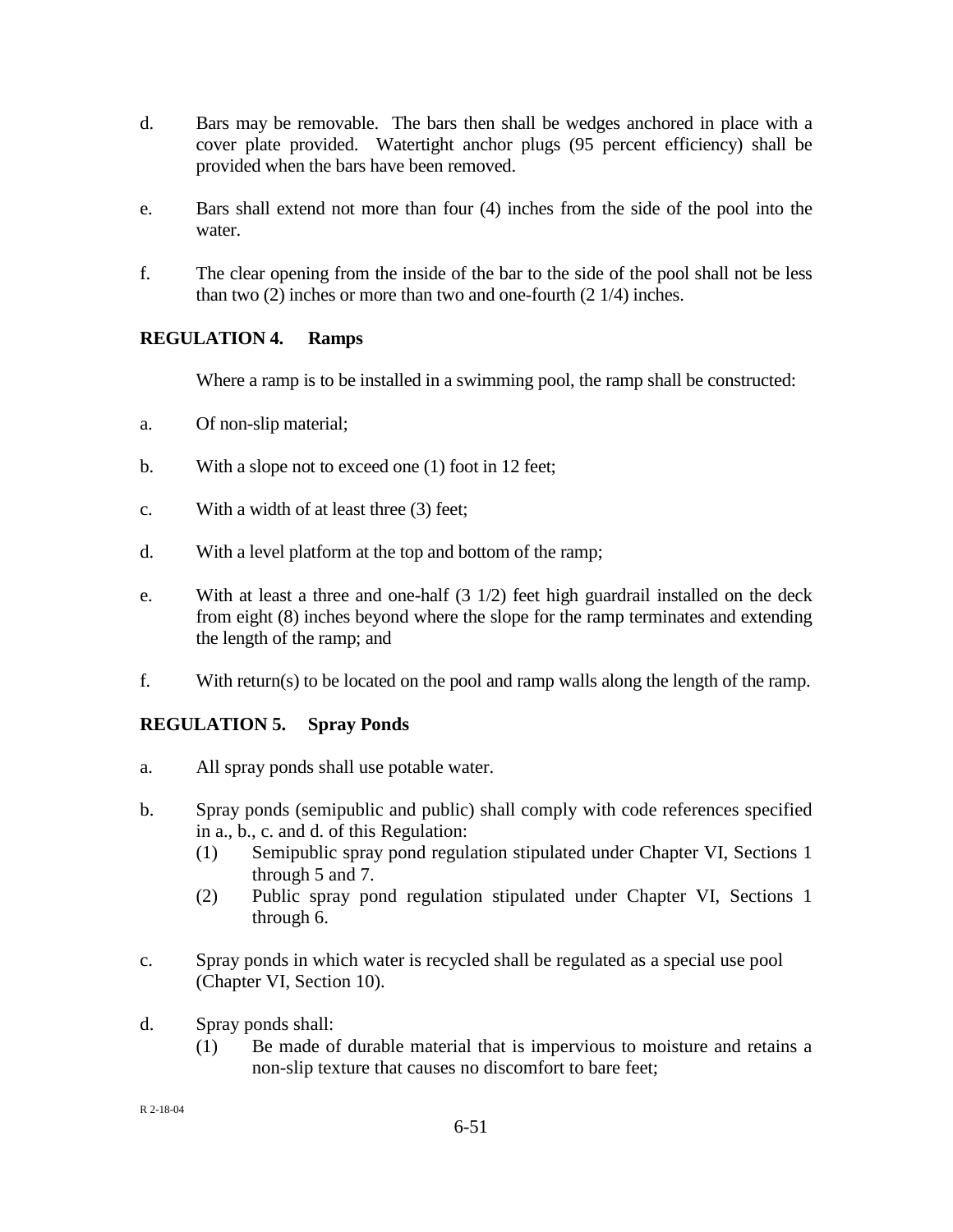d. Bars may be removable. The bars then shall be wedges anchored in place with a cover plate provided. Watertight anchor plugs (95 percent efficiency) shall be provided when the bars have been removed.

e. Bars shall extend not more than four (4) inches from the side of the pool into the water.

f. The clear opening from the inside of the bar to the side of the pool shall not be less than two (2) inches or more than two and one-fourth (2 1/4) inches.

### REGULATION 4. Ramps

Where a ramp is to be installed in a swimming pool, the ramp shall be constructed:

a. Of non-slip material;

b. With a slope not to exceed one (1) foot in 12 feet;

c. With a width of at least three (3) feet;

d. With a level platform at the top and bottom of the ramp;

e. With at least a three and one-half (3 1/2) feet high guardrail installed on the deck from eight (8) inches beyond where the slope for the ramp terminates and extending the length of the ramp; and

f. With return(s) to be located on the pool and ramp walls along the length of the ramp.

### REGULATION 5. Spray Ponds

a. All spray ponds shall use potable water.

b. Spray ponds (semipublic and public) shall comply with code references specified in a., b., c. and d. of this Regulation:
   (1) Semipublic spray pond regulation stipulated under Chapter VI, Sections 1 through 5 and 7.
   (2) Public spray pond regulation stipulated under Chapter VI, Sections 1 through 6.

c. Spray ponds in which water is recycled shall be regulated as a special use pool (Chapter VI, Section 10).

d. Spray ponds shall:
   (1) Be made of durable material that is impervious to moisture and retains a non-slip texture that causes no discomfort to bare feet;

R 2-18-04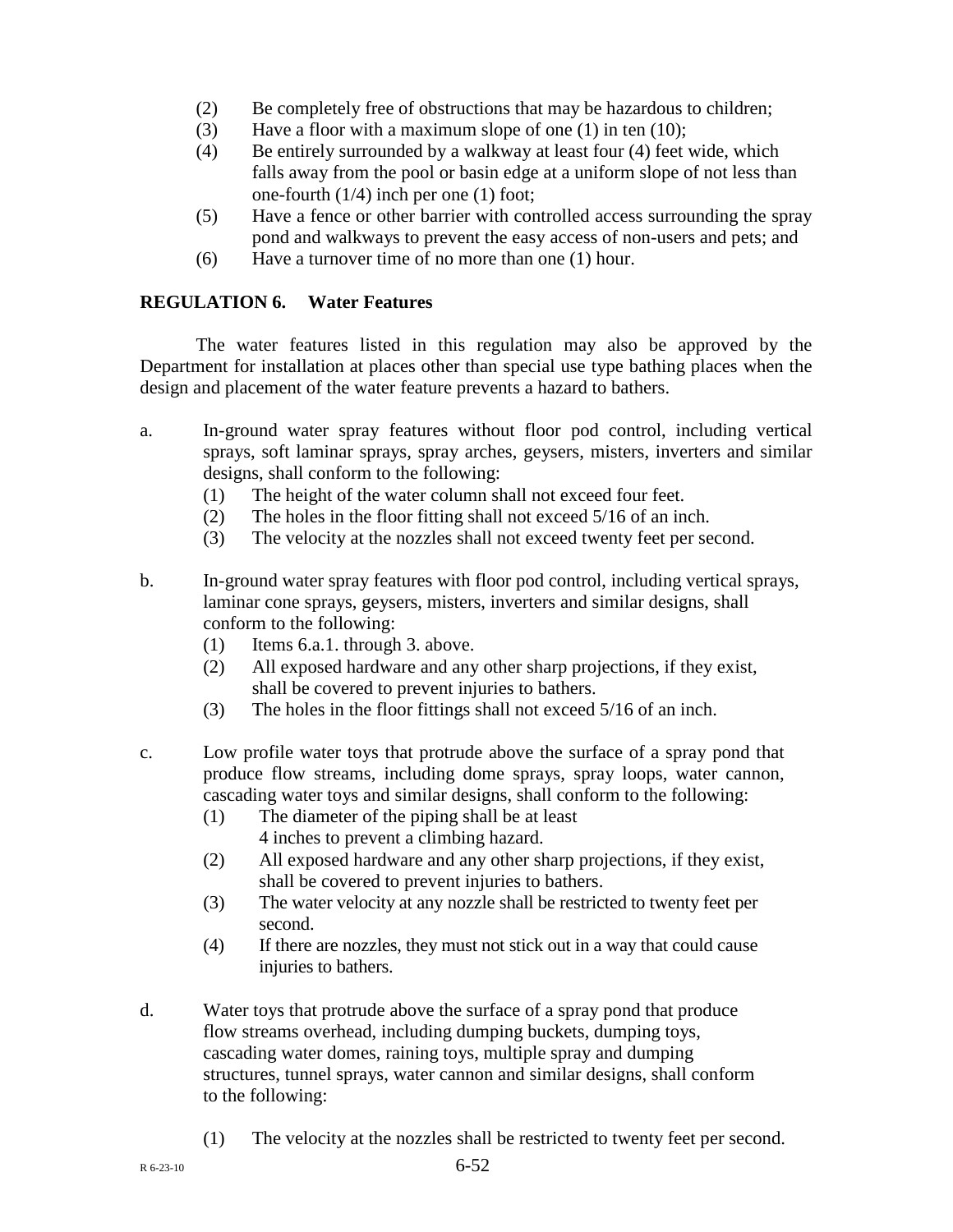(2) Be completely free of obstructions that may be hazardous to children;
(3) Have a floor with a maximum slope of one (1) in ten (10);
(4) Be entirely surrounded by a walkway at least four (4) feet wide, which falls away from the pool or basin edge at a uniform slope of not less than one-fourth (1/4) inch per one (1) foot;
(5) Have a fence or other barrier with controlled access surrounding the spray pond and walkways to prevent the easy access of non-users and pets; and
(6) Have a turnover time of no more than one (1) hour.

**REGULATION 6. Water Features**

The water features listed in this regulation may also be approved by the Department for installation at places other than special use type bathing places when the design and placement of the water feature prevents a hazard to bathers.

a. In-ground water spray features without floor pod control, including vertical sprays, soft laminar sprays, spray arches, geysers, misters, inverters and similar designs, shall conform to the following:
   (1) The height of the water column shall not exceed four feet.
   (2) The holes in the floor fitting shall not exceed 5/16 of an inch.
   (3) The velocity at the nozzles shall not exceed twenty feet per second.

b. In-ground water spray features with floor pod control, including vertical sprays, laminar cone sprays, geysers, misters, inverters and similar designs, shall conform to the following:
   (1) Items 6.a.1. through 3. above.
   (2) All exposed hardware and any other sharp projections, if they exist, shall be covered to prevent injuries to bathers.
   (3) The holes in the floor fittings shall not exceed 5/16 of an inch.

c. Low profile water toys that protrude above the surface of a spray pond that produce flow streams, including dome sprays, spray loops, water cannon, cascading water toys and similar designs, shall conform to the following:
   (1) The diameter of the piping shall be at least 4 inches to prevent a climbing hazard.
   (2) All exposed hardware and any other sharp projections, if they exist, shall be covered to prevent injuries to bathers.
   (3) The water velocity at any nozzle shall be restricted to twenty feet per second.
   (4) If there are nozzles, they must not stick out in a way that could cause injuries to bathers.

d. Water toys that protrude above the surface of a spray pond that produce flow streams overhead, including dumping buckets, dumping toys, cascading water domes, raining toys, multiple spray and dumping structures, tunnel sprays, water cannon and similar designs, shall conform to the following:

   (1) The velocity at the nozzles shall be restricted to twenty feet per second.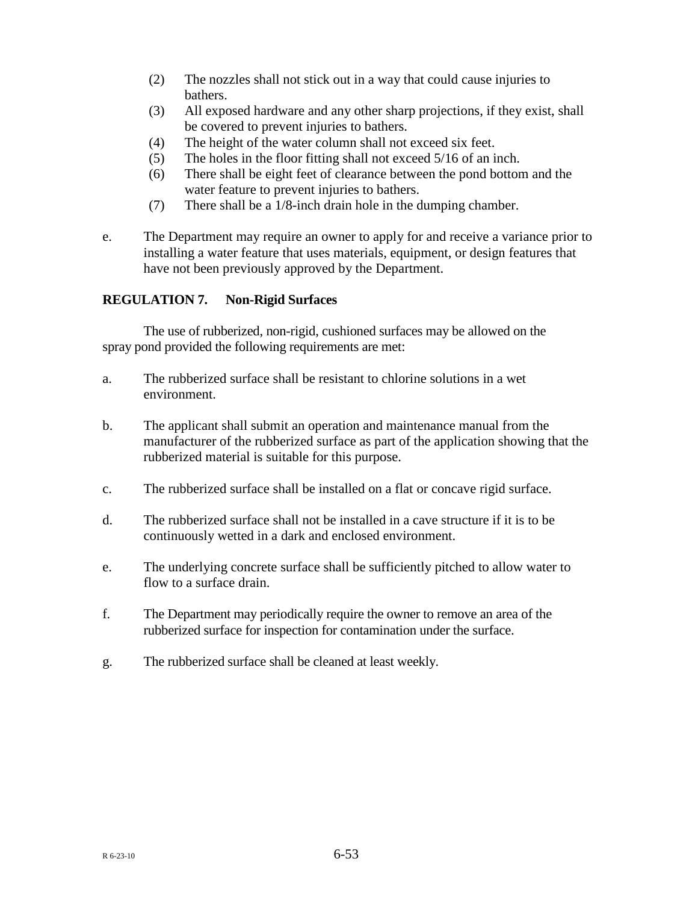(2) The nozzles shall not stick out in a way that could cause injuries to bathers.
(3) All exposed hardware and any other sharp projections, if they exist, shall be covered to prevent injuries to bathers.
(4) The height of the water column shall not exceed six feet.
(5) The holes in the floor fitting shall not exceed 5/16 of an inch.
(6) There shall be eight feet of clearance between the pond bottom and the water feature to prevent injuries to bathers.
(7) There shall be a 1/8-inch drain hole in the dumping chamber.

e. The Department may require an owner to apply for and receive a variance prior to installing a water feature that uses materials, equipment, or design features that have not been previously approved by the Department.

**REGULATION 7. Non-Rigid Surfaces**

The use of rubberized, non-rigid, cushioned surfaces may be allowed on the spray pond provided the following requirements are met:

a. The rubberized surface shall be resistant to chlorine solutions in a wet environment.

b. The applicant shall submit an operation and maintenance manual from the manufacturer of the rubberized surface as part of the application showing that the rubberized material is suitable for this purpose.

c. The rubberized surface shall be installed on a flat or concave rigid surface.

d. The rubberized surface shall not be installed in a cave structure if it is to be continuously wetted in a dark and enclosed environment.

e. The underlying concrete surface shall be sufficiently pitched to allow water to flow to a surface drain.

f. The Department may periodically require the owner to remove an area of the rubberized surface for inspection for contamination under the surface.

g. The rubberized surface shall be cleaned at least weekly.